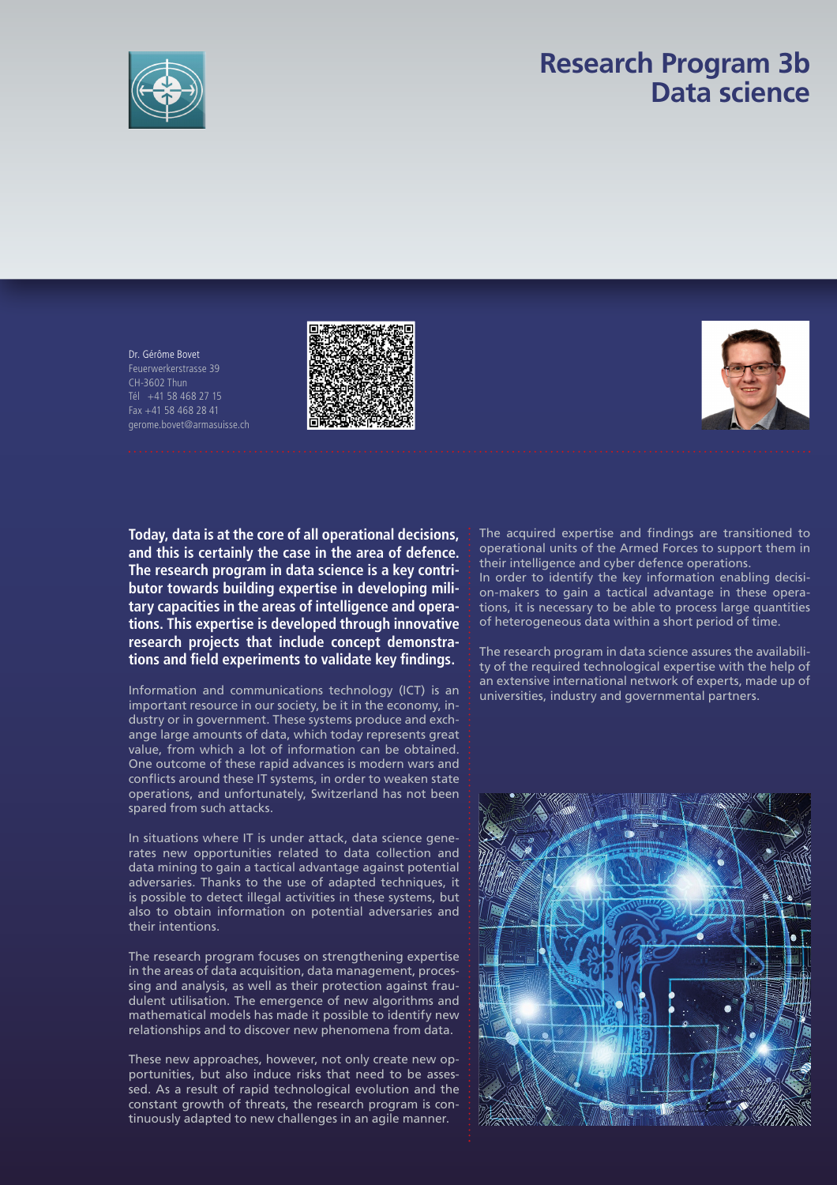# Research Program 3b
# Data science

Dr. Gérôme Bovet
Feuerwerkerstrasse 39
CH-3602 Thun
Tél +41 58 468 27 15
Fax +41 58 468 28 41
gerome.bovet@armasuisse.ch

**Today, data is at the core of all operational decisions, and this is certainly the case in the area of defence. The research program in data science is a key contributor towards building expertise in developing military capacities in the areas of intelligence and operations. This expertise is developed through innovative research projects that include concept demonstrations and field experiments to validate key findings.**

Information and communications technology (ICT) is an important resource in our society, be it in the economy, industry or in government. These systems produce and exchange large amounts of data, which today represents great value, from which a lot of information can be obtained. One outcome of these rapid advances is modern wars and conflicts around these IT systems, in order to weaken state operations, and unfortunately, Switzerland has not been spared from such attacks.

In situations where IT is under attack, data science generates new opportunities related to data collection and data mining to gain a tactical advantage against potential adversaries. Thanks to the use of adapted techniques, it is possible to detect illegal activities in these systems, but also to obtain information on potential adversaries and their intentions.

The research program focuses on strengthening expertise in the areas of data acquisition, data management, processing and analysis, as well as their protection against fraudulent utilisation. The emergence of new algorithms and mathematical models has made it possible to identify new relationships and to discover new phenomena from data.

These new approaches, however, not only create new opportunities, but also induce risks that need to be assessed. As a result of rapid technological evolution and the constant growth of threats, the research program is continuously adapted to new challenges in an agile manner.

The acquired expertise and findings are transitioned to operational units of the Armed Forces to support them in their intelligence and cyber defence operations.
In order to identify the key information enabling decision-makers to gain a tactical advantage in these operations, it is necessary to be able to process large quantities of heterogeneous data within a short period of time.

The research program in data science assures the availability of the required technological expertise with the help of an extensive international network of experts, made up of universities, industry and governmental partners.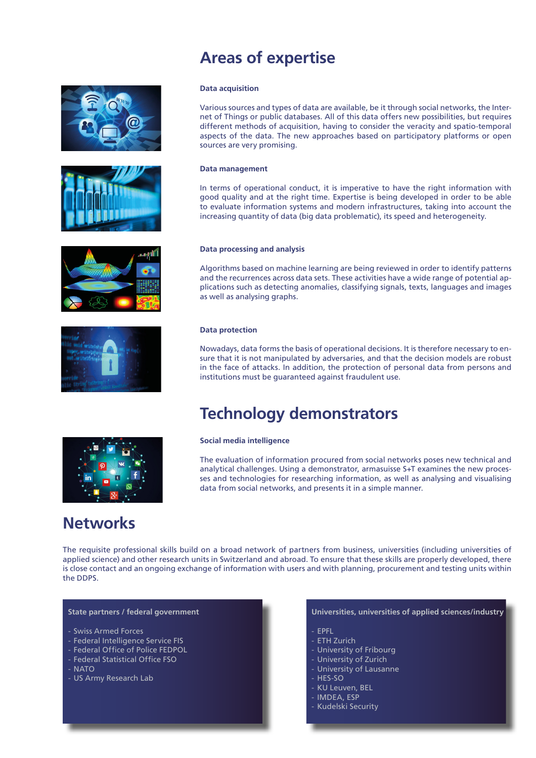# Areas of expertise

### Data acquisition

Various sources and types of data are available, be it through social networks, the Internet of Things or public databases. All of this data offers new possibilities, but requires different methods of acquisition, having to consider the veracity and spatio-temporal aspects of the data. The new approaches based on participatory platforms or open sources are very promising.

### Data management

In terms of operational conduct, it is imperative to have the right information with good quality and at the right time. Expertise is being developed in order to be able to evaluate information systems and modern infrastructures, taking into account the increasing quantity of data (big data problematic), its speed and heterogeneity.

### Data processing and analysis

Algorithms based on machine learning are being reviewed in order to identify patterns and the recurrences across data sets. These activities have a wide range of potential applications such as detecting anomalies, classifying signals, texts, languages and images as well as analysing graphs.

### Data protection

Nowadays, data forms the basis of operational decisions. It is therefore necessary to ensure that it is not manipulated by adversaries, and that the decision models are robust in the face of attacks. In addition, the protection of personal data from persons and institutions must be guaranteed against fraudulent use.

# Technology demonstrators

### Social media intelligence

The evaluation of information procured from social networks poses new technical and analytical challenges. Using a demonstrator, armasuisse S+T examines the new processes and technologies for researching information, as well as analysing and visualising data from social networks, and presents it in a simple manner.

# Networks

The requisite professional skills build on a broad network of partners from business, universities (including universities of applied science) and other research units in Switzerland and abroad. To ensure that these skills are properly developed, there is close contact and an ongoing exchange of information with users and with planning, procurement and testing units within the DDPS.

**State partners / federal government**

- Swiss Armed Forces
- Federal Intelligence Service FIS
- Federal Office of Police FEDPOL
- Federal Statistical Office FSO
- NATO
- US Army Research Lab

**Universities, universities of applied sciences/industry**

- EPFL
- ETH Zurich
- University of Fribourg
- University of Zurich
- University of Lausanne
- HES-SO
- KU Leuven, BEL
- IMDEA, ESP
- Kudelski Security